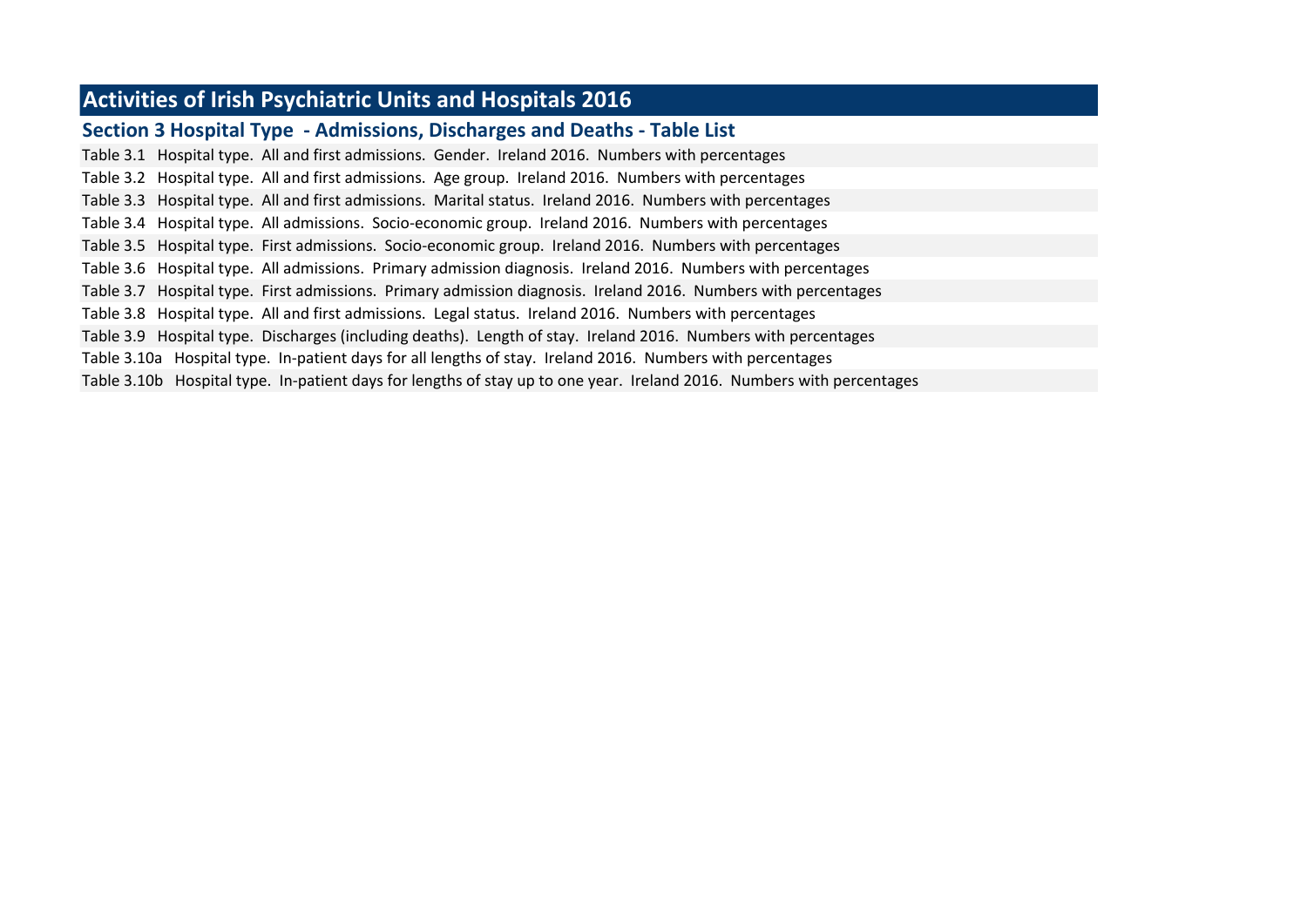# Activities of Irish Psychiatric Units and Hospitals 2016

## Section 3 Hospital Type - Admissions, Discharges and Deaths - Table List

Table 3.1 Hospital type. All and first admissions. Gender. Ireland 2016. Numbers with percentages

Table 3.2 Hospital type. All and first admissions. Age group. Ireland 2016. Numbers with percentages

Table 3.3 Hospital type. All and first admissions. Marital status. Ireland 2016. Numbers with percentages

Table 3.4 Hospital type. All admissions. Socio-economic group. Ireland 2016. Numbers with percentages

Table 3.5 Hospital type. First admissions. Socio-economic group. Ireland 2016. Numbers with percentages

Table 3.6 Hospital type. All admissions. Primary admission diagnosis. Ireland 2016. Numbers with percentages

Table 3.7 Hospital type. First admissions. Primary admission diagnosis. Ireland 2016. Numbers with percentages

Table 3.8 Hospital type. All and first admissions. Legal status. Ireland 2016. Numbers with percentages

Table 3.9 Hospital type. Discharges (including deaths). Length of stay. Ireland 2016. Numbers with percentages

Table 3.10a Hospital type. In-patient days for all lengths of stay. Ireland 2016. Numbers with percentages

Table 3.10b Hospital type. In-patient days for lengths of stay up to one year. Ireland 2016. Numbers with percentages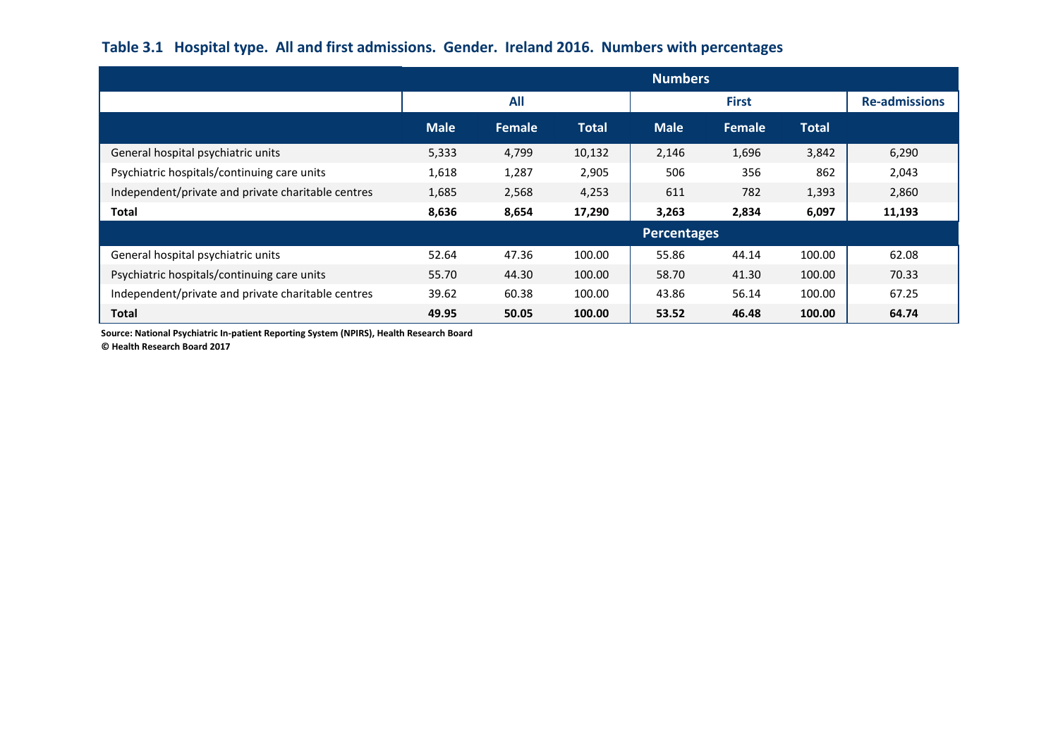### Table 3.1 Hospital type. All and first admissions. Gender. Ireland 2016. Numbers with percentages

| | Numbers | | | | | | |
|---|---|---|---|---|---|---|---|
| | All | | | First | | | Re-admissions |
| | Male | Female | Total | Male | Female | Total | |
| General hospital psychiatric units | 5,333 | 4,799 | 10,132 | 2,146 | 1,696 | 3,842 | 6,290 |
| Psychiatric hospitals/continuing care units | 1,618 | 1,287 | 2,905 | 506 | 356 | 862 | 2,043 |
| Independent/private and private charitable centres | 1,685 | 2,568 | 4,253 | 611 | 782 | 1,393 | 2,860 |
| **Total** | **8,636** | **8,654** | **17,290** | **3,263** | **2,834** | **6,097** | **11,193** |
| | **Percentages** | | | | | | |
| General hospital psychiatric units | 52.64 | 47.36 | 100.00 | 55.86 | 44.14 | 100.00 | 62.08 |
| Psychiatric hospitals/continuing care units | 55.70 | 44.30 | 100.00 | 58.70 | 41.30 | 100.00 | 70.33 |
| Independent/private and private charitable centres | 39.62 | 60.38 | 100.00 | 43.86 | 56.14 | 100.00 | 67.25 |
| **Total** | **49.95** | **50.05** | **100.00** | **53.52** | **46.48** | **100.00** | **64.74** |

**Source: National Psychiatric In-patient Reporting System (NPIRS), Health Research Board**
**© Health Research Board 2017**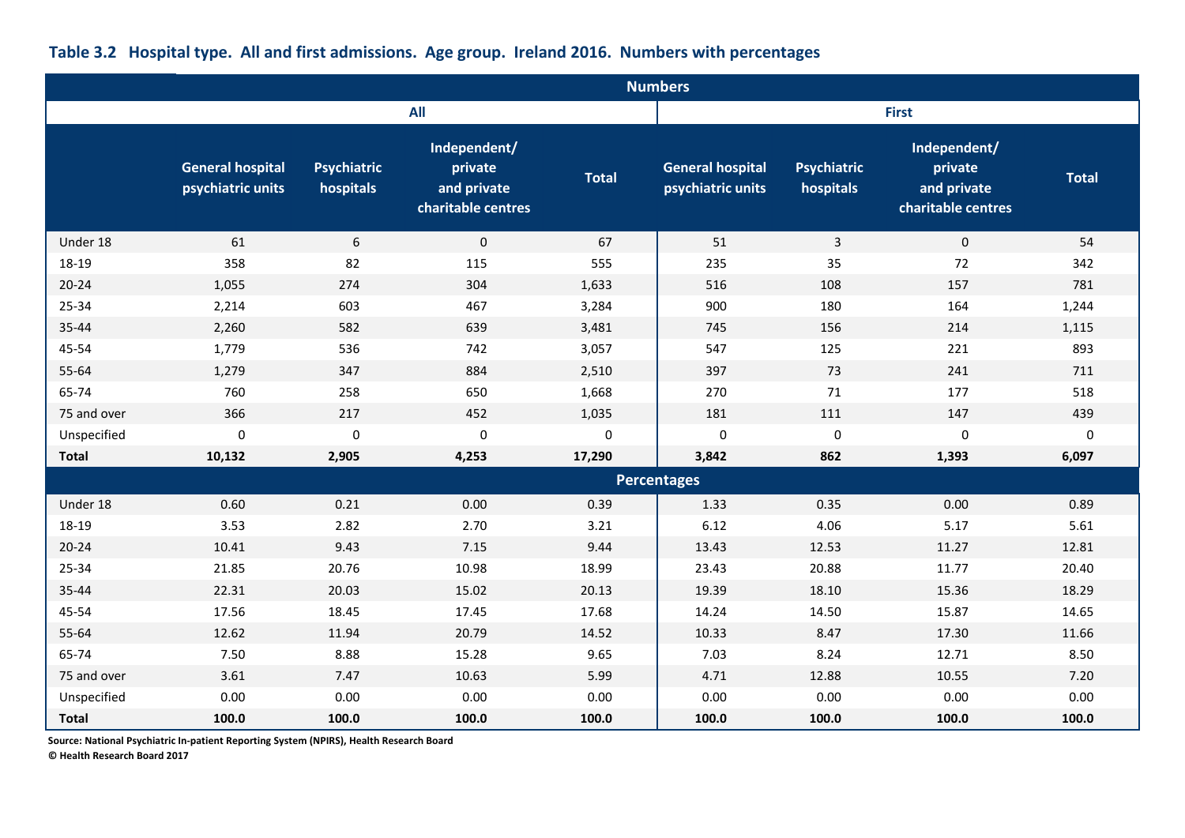**Table 3.2 Hospital type. All and first admissions. Age group. Ireland 2016. Numbers with percentages**

| | Numbers | | | | | | | |
|---|---|---|---|---|---|---|---|---|
| | All | | | | First | | | |
| | General hospital psychiatric units | Psychiatric hospitals | Independent/ private and private charitable centres | Total | General hospital psychiatric units | Psychiatric hospitals | Independent/ private and private charitable centres | Total |
| Under 18 | 61 | 6 | 0 | 67 | 51 | 3 | 0 | 54 |
| 18-19 | 358 | 82 | 115 | 555 | 235 | 35 | 72 | 342 |
| 20-24 | 1,055 | 274 | 304 | 1,633 | 516 | 108 | 157 | 781 |
| 25-34 | 2,214 | 603 | 467 | 3,284 | 900 | 180 | 164 | 1,244 |
| 35-44 | 2,260 | 582 | 639 | 3,481 | 745 | 156 | 214 | 1,115 |
| 45-54 | 1,779 | 536 | 742 | 3,057 | 547 | 125 | 221 | 893 |
| 55-64 | 1,279 | 347 | 884 | 2,510 | 397 | 73 | 241 | 711 |
| 65-74 | 760 | 258 | 650 | 1,668 | 270 | 71 | 177 | 518 |
| 75 and over | 366 | 217 | 452 | 1,035 | 181 | 111 | 147 | 439 |
| Unspecified | 0 | 0 | 0 | 0 | 0 | 0 | 0 | 0 |
| **Total** | **10,132** | **2,905** | **4,253** | **17,290** | **3,842** | **862** | **1,393** | **6,097** |
| | Percentages | | | | | | | |
| Under 18 | 0.60 | 0.21 | 0.00 | 0.39 | 1.33 | 0.35 | 0.00 | 0.89 |
| 18-19 | 3.53 | 2.82 | 2.70 | 3.21 | 6.12 | 4.06 | 5.17 | 5.61 |
| 20-24 | 10.41 | 9.43 | 7.15 | 9.44 | 13.43 | 12.53 | 11.27 | 12.81 |
| 25-34 | 21.85 | 20.76 | 10.98 | 18.99 | 23.43 | 20.88 | 11.77 | 20.40 |
| 35-44 | 22.31 | 20.03 | 15.02 | 20.13 | 19.39 | 18.10 | 15.36 | 18.29 |
| 45-54 | 17.56 | 18.45 | 17.45 | 17.68 | 14.24 | 14.50 | 15.87 | 14.65 |
| 55-64 | 12.62 | 11.94 | 20.79 | 14.52 | 10.33 | 8.47 | 17.30 | 11.66 |
| 65-74 | 7.50 | 8.88 | 15.28 | 9.65 | 7.03 | 8.24 | 12.71 | 8.50 |
| 75 and over | 3.61 | 7.47 | 10.63 | 5.99 | 4.71 | 12.88 | 10.55 | 7.20 |
| Unspecified | 0.00 | 0.00 | 0.00 | 0.00 | 0.00 | 0.00 | 0.00 | 0.00 |
| **Total** | **100.0** | **100.0** | **100.0** | **100.0** | **100.0** | **100.0** | **100.0** | **100.0** |

**Source: National Psychiatric In-patient Reporting System (NPIRS), Health Research Board**
**© Health Research Board 2017**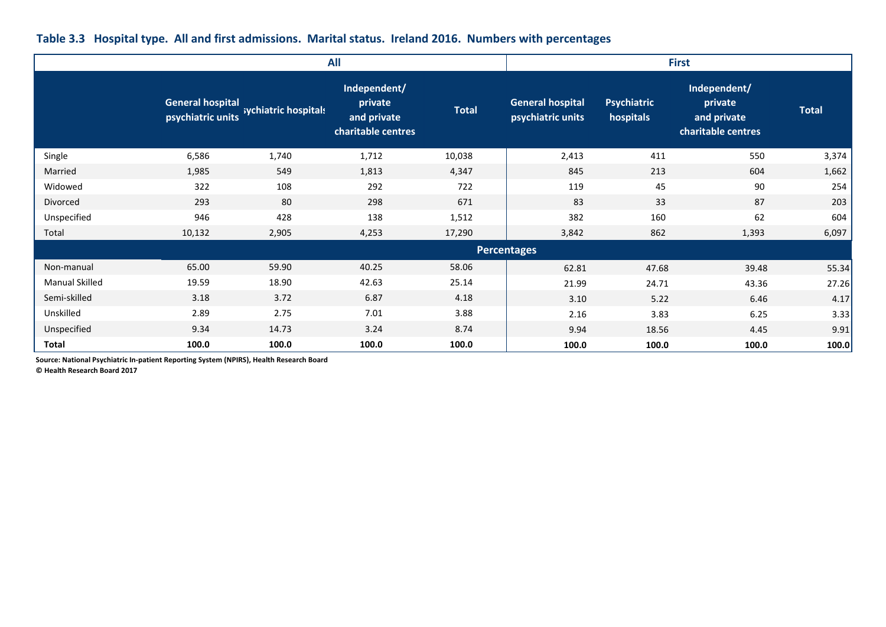**Table 3.3 Hospital type. All and first admissions. Marital status. Ireland 2016. Numbers with percentages**

| | All | | | | First | | | |
|---|---|---|---|---|---|---|---|---|
| | General hospital psychiatric units | Psychiatric hospitals | Independent/ private and private charitable centres | Total | General hospital psychiatric units | Psychiatric hospitals | Independent/ private and private charitable centres | Total |
| Single | 6,586 | 1,740 | 1,712 | 10,038 | 2,413 | 411 | 550 | 3,374 |
| Married | 1,985 | 549 | 1,813 | 4,347 | 845 | 213 | 604 | 1,662 |
| Widowed | 322 | 108 | 292 | 722 | 119 | 45 | 90 | 254 |
| Divorced | 293 | 80 | 298 | 671 | 83 | 33 | 87 | 203 |
| Unspecified | 946 | 428 | 138 | 1,512 | 382 | 160 | 62 | 604 |
| Total | 10,132 | 2,905 | 4,253 | 17,290 | 3,842 | 862 | 1,393 | 6,097 |
| **Percentages** | | | | | | | | |
| Non-manual | 65.00 | 59.90 | 40.25 | 58.06 | 62.81 | 47.68 | 39.48 | 55.34 |
| Manual Skilled | 19.59 | 18.90 | 42.63 | 25.14 | 21.99 | 24.71 | 43.36 | 27.26 |
| Semi-skilled | 3.18 | 3.72 | 6.87 | 4.18 | 3.10 | 5.22 | 6.46 | 4.17 |
| Unskilled | 2.89 | 2.75 | 7.01 | 3.88 | 2.16 | 3.83 | 6.25 | 3.33 |
| Unspecified | 9.34 | 14.73 | 3.24 | 8.74 | 9.94 | 18.56 | 4.45 | 9.91 |
| **Total** | **100.0** | **100.0** | **100.0** | **100.0** | **100.0** | **100.0** | **100.0** | **100.0** |

**Source: National Psychiatric In-patient Reporting System (NPIRS), Health Research Board**

**© Health Research Board 2017**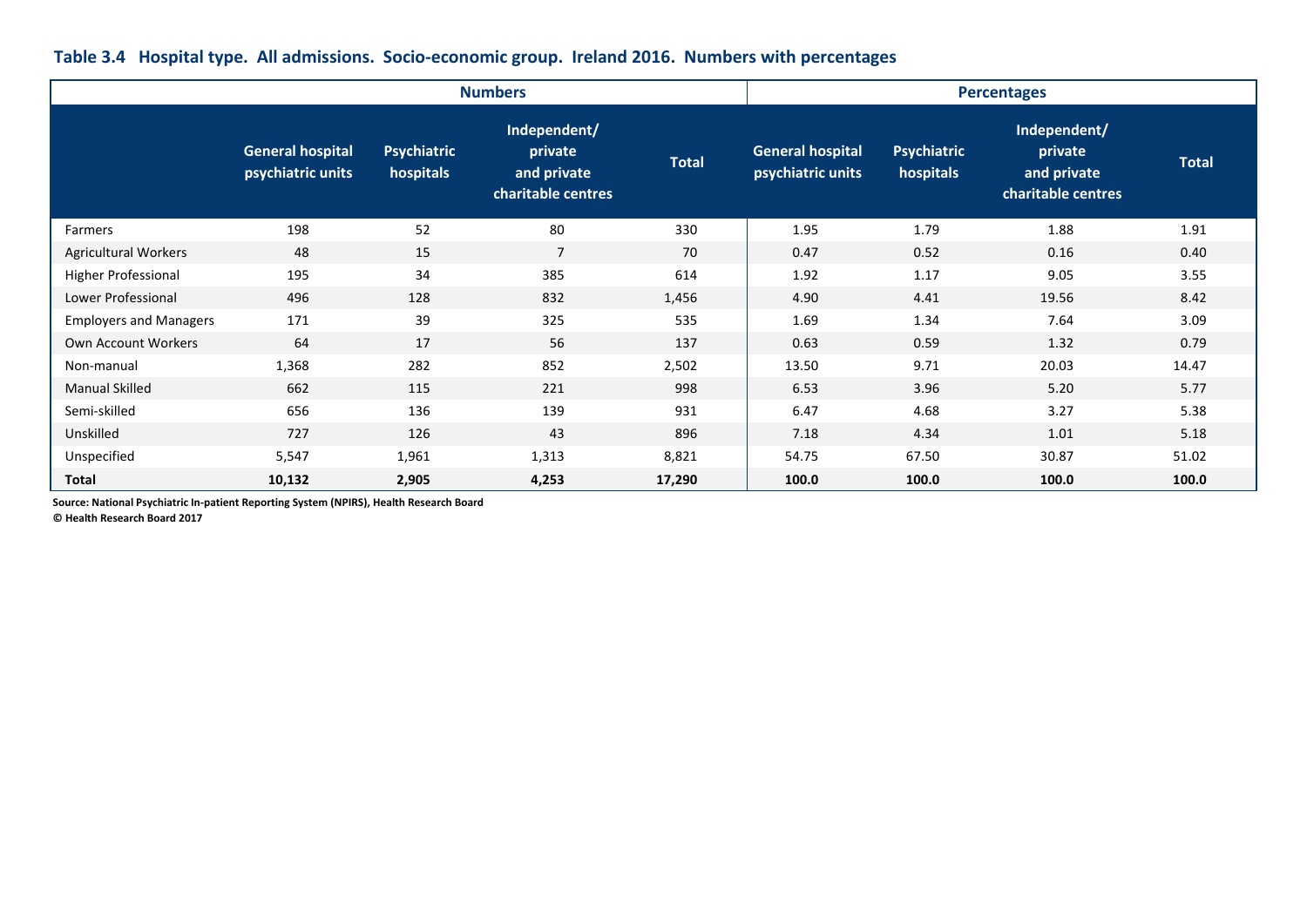**Table 3.4 Hospital type. All admissions. Socio-economic group. Ireland 2016. Numbers with percentages**

| | Numbers | | | | Percentages | | | |
|---|---|---|---|---|---|---|---|---|
| | General hospital psychiatric units | Psychiatric hospitals | Independent/ private and private charitable centres | Total | General hospital psychiatric units | Psychiatric hospitals | Independent/ private and private charitable centres | Total |
| Farmers | 198 | 52 | 80 | 330 | 1.95 | 1.79 | 1.88 | 1.91 |
| Agricultural Workers | 48 | 15 | 7 | 70 | 0.47 | 0.52 | 0.16 | 0.40 |
| Higher Professional | 195 | 34 | 385 | 614 | 1.92 | 1.17 | 9.05 | 3.55 |
| Lower Professional | 496 | 128 | 832 | 1,456 | 4.90 | 4.41 | 19.56 | 8.42 |
| Employers and Managers | 171 | 39 | 325 | 535 | 1.69 | 1.34 | 7.64 | 3.09 |
| Own Account Workers | 64 | 17 | 56 | 137 | 0.63 | 0.59 | 1.32 | 0.79 |
| Non-manual | 1,368 | 282 | 852 | 2,502 | 13.50 | 9.71 | 20.03 | 14.47 |
| Manual Skilled | 662 | 115 | 221 | 998 | 6.53 | 3.96 | 5.20 | 5.77 |
| Semi-skilled | 656 | 136 | 139 | 931 | 6.47 | 4.68 | 3.27 | 5.38 |
| Unskilled | 727 | 126 | 43 | 896 | 7.18 | 4.34 | 1.01 | 5.18 |
| Unspecified | 5,547 | 1,961 | 1,313 | 8,821 | 54.75 | 67.50 | 30.87 | 51.02 |
| **Total** | **10,132** | **2,905** | **4,253** | **17,290** | **100.0** | **100.0** | **100.0** | **100.0** |

**Source: National Psychiatric In-patient Reporting System (NPIRS), Health Research Board**
**© Health Research Board 2017**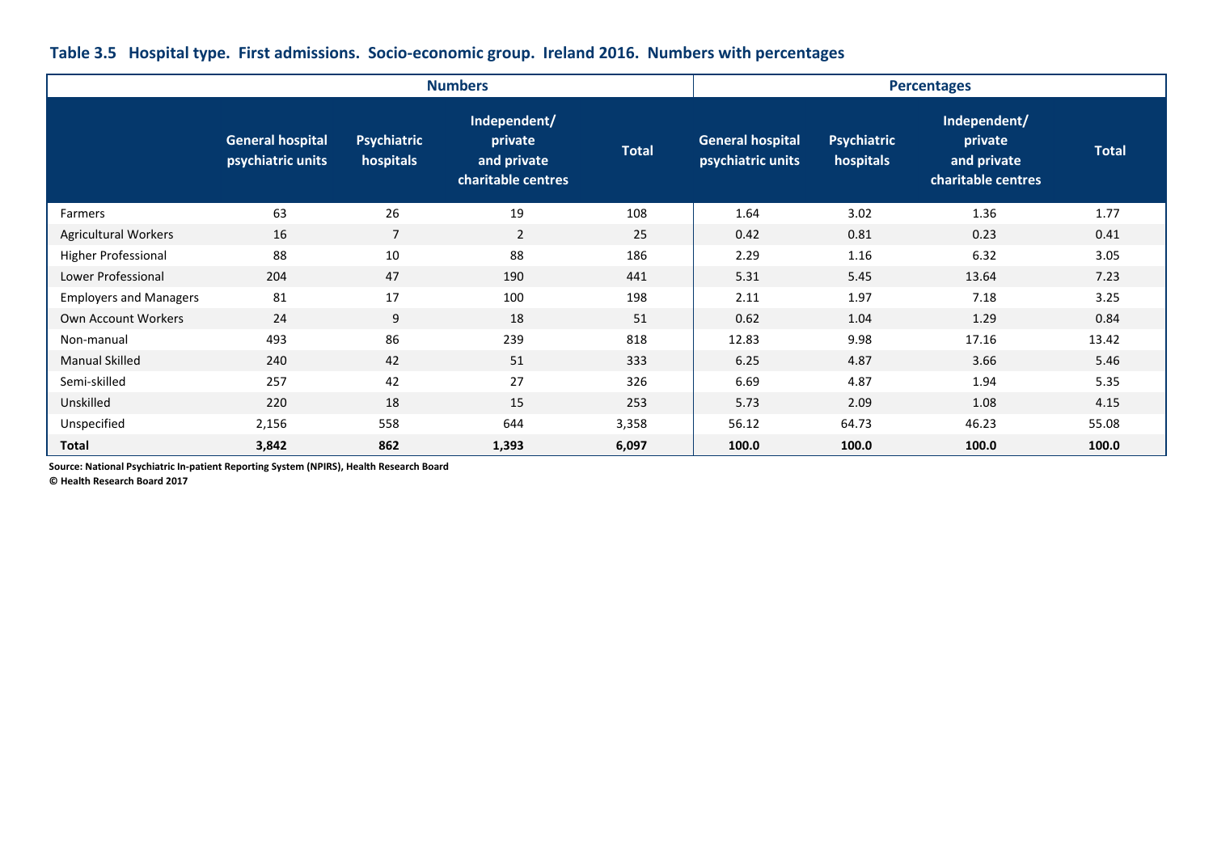**Table 3.5 Hospital type. First admissions. Socio-economic group. Ireland 2016. Numbers with percentages**

| | Numbers | | | | Percentages | | | |
|---|---|---|---|---|---|---|---|---|
| | General hospital psychiatric units | Psychiatric hospitals | Independent/ private and private charitable centres | Total | General hospital psychiatric units | Psychiatric hospitals | Independent/ private and private charitable centres | Total |
| Farmers | 63 | 26 | 19 | 108 | 1.64 | 3.02 | 1.36 | 1.77 |
| Agricultural Workers | 16 | 7 | 2 | 25 | 0.42 | 0.81 | 0.23 | 0.41 |
| Higher Professional | 88 | 10 | 88 | 186 | 2.29 | 1.16 | 6.32 | 3.05 |
| Lower Professional | 204 | 47 | 190 | 441 | 5.31 | 5.45 | 13.64 | 7.23 |
| Employers and Managers | 81 | 17 | 100 | 198 | 2.11 | 1.97 | 7.18 | 3.25 |
| Own Account Workers | 24 | 9 | 18 | 51 | 0.62 | 1.04 | 1.29 | 0.84 |
| Non-manual | 493 | 86 | 239 | 818 | 12.83 | 9.98 | 17.16 | 13.42 |
| Manual Skilled | 240 | 42 | 51 | 333 | 6.25 | 4.87 | 3.66 | 5.46 |
| Semi-skilled | 257 | 42 | 27 | 326 | 6.69 | 4.87 | 1.94 | 5.35 |
| Unskilled | 220 | 18 | 15 | 253 | 5.73 | 2.09 | 1.08 | 4.15 |
| Unspecified | 2,156 | 558 | 644 | 3,358 | 56.12 | 64.73 | 46.23 | 55.08 |
| **Total** | **3,842** | **862** | **1,393** | **6,097** | **100.0** | **100.0** | **100.0** | **100.0** |

**Source: National Psychiatric In-patient Reporting System (NPIRS), Health Research Board**
**© Health Research Board 2017**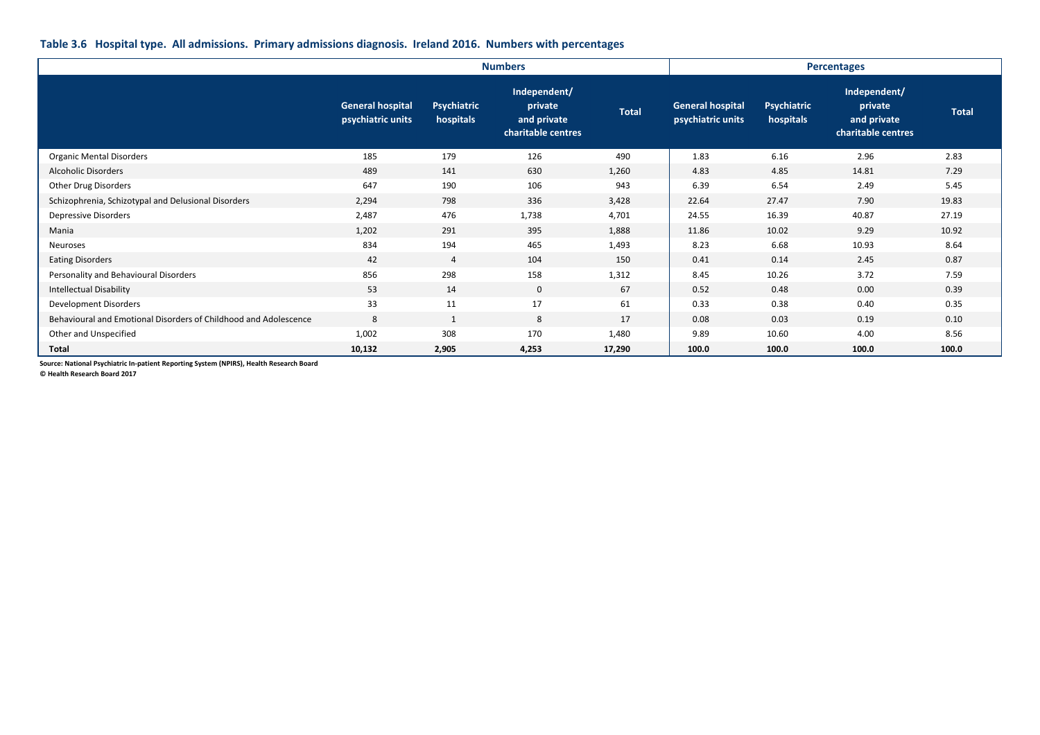**Table 3.6 Hospital type. All admissions. Primary admissions diagnosis. Ireland 2016. Numbers with percentages**

| | Numbers | | | | Percentages | | | |
|---|---|---|---|---|---|---|---|---|
| | General hospital psychiatric units | Psychiatric hospitals | Independent/ private and private charitable centres | Total | General hospital psychiatric units | Psychiatric hospitals | Independent/ private and private charitable centres | Total |
| Organic Mental Disorders | 185 | 179 | 126 | 490 | 1.83 | 6.16 | 2.96 | 2.83 |
| Alcoholic Disorders | 489 | 141 | 630 | 1,260 | 4.83 | 4.85 | 14.81 | 7.29 |
| Other Drug Disorders | 647 | 190 | 106 | 943 | 6.39 | 6.54 | 2.49 | 5.45 |
| Schizophrenia, Schizotypal and Delusional Disorders | 2,294 | 798 | 336 | 3,428 | 22.64 | 27.47 | 7.90 | 19.83 |
| Depressive Disorders | 2,487 | 476 | 1,738 | 4,701 | 24.55 | 16.39 | 40.87 | 27.19 |
| Mania | 1,202 | 291 | 395 | 1,888 | 11.86 | 10.02 | 9.29 | 10.92 |
| Neuroses | 834 | 194 | 465 | 1,493 | 8.23 | 6.68 | 10.93 | 8.64 |
| Eating Disorders | 42 | 4 | 104 | 150 | 0.41 | 0.14 | 2.45 | 0.87 |
| Personality and Behavioural Disorders | 856 | 298 | 158 | 1,312 | 8.45 | 10.26 | 3.72 | 7.59 |
| Intellectual Disability | 53 | 14 | 0 | 67 | 0.52 | 0.48 | 0.00 | 0.39 |
| Development Disorders | 33 | 11 | 17 | 61 | 0.33 | 0.38 | 0.40 | 0.35 |
| Behavioural and Emotional Disorders of Childhood and Adolescence | 8 | 1 | 8 | 17 | 0.08 | 0.03 | 0.19 | 0.10 |
| Other and Unspecified | 1,002 | 308 | 170 | 1,480 | 9.89 | 10.60 | 4.00 | 8.56 |
| **Total** | **10,132** | **2,905** | **4,253** | **17,290** | **100.0** | **100.0** | **100.0** | **100.0** |

**Source: National Psychiatric In-patient Reporting System (NPIRS), Health Research Board**

**© Health Research Board 2017**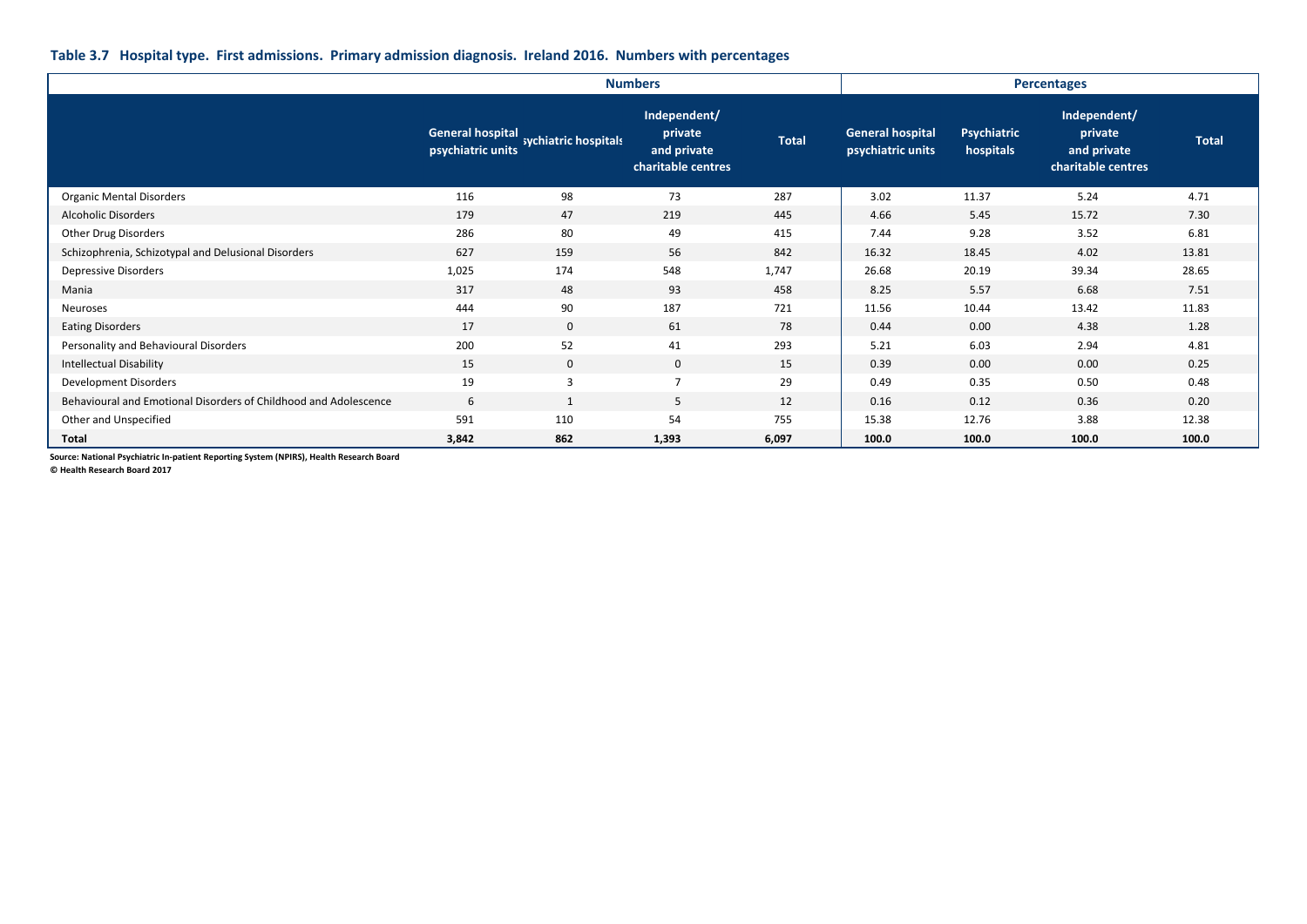### Table 3.7 Hospital type. First admissions. Primary admission diagnosis. Ireland 2016. Numbers with percentages

| | Numbers | | | | Percentages | | | |
|---|---|---|---|---|---|---|---|---|
| | General hospital psychiatric units | Psychiatric hospitals | Independent/ private and private charitable centres | Total | General hospital psychiatric units | Psychiatric hospitals | Independent/ private and private charitable centres | Total |
| Organic Mental Disorders | 116 | 98 | 73 | 287 | 3.02 | 11.37 | 5.24 | 4.71 |
| Alcoholic Disorders | 179 | 47 | 219 | 445 | 4.66 | 5.45 | 15.72 | 7.30 |
| Other Drug Disorders | 286 | 80 | 49 | 415 | 7.44 | 9.28 | 3.52 | 6.81 |
| Schizophrenia, Schizotypal and Delusional Disorders | 627 | 159 | 56 | 842 | 16.32 | 18.45 | 4.02 | 13.81 |
| Depressive Disorders | 1,025 | 174 | 548 | 1,747 | 26.68 | 20.19 | 39.34 | 28.65 |
| Mania | 317 | 48 | 93 | 458 | 8.25 | 5.57 | 6.68 | 7.51 |
| Neuroses | 444 | 90 | 187 | 721 | 11.56 | 10.44 | 13.42 | 11.83 |
| Eating Disorders | 17 | 0 | 61 | 78 | 0.44 | 0.00 | 4.38 | 1.28 |
| Personality and Behavioural Disorders | 200 | 52 | 41 | 293 | 5.21 | 6.03 | 2.94 | 4.81 |
| Intellectual Disability | 15 | 0 | 0 | 15 | 0.39 | 0.00 | 0.00 | 0.25 |
| Development Disorders | 19 | 3 | 7 | 29 | 0.49 | 0.35 | 0.50 | 0.48 |
| Behavioural and Emotional Disorders of Childhood and Adolescence | 6 | 1 | 5 | 12 | 0.16 | 0.12 | 0.36 | 0.20 |
| Other and Unspecified | 591 | 110 | 54 | 755 | 15.38 | 12.76 | 3.88 | 12.38 |
| **Total** | **3,842** | **862** | **1,393** | **6,097** | **100.0** | **100.0** | **100.0** | **100.0** |

**Source: National Psychiatric In-patient Reporting System (NPIRS), Health Research Board**
**© Health Research Board 2017**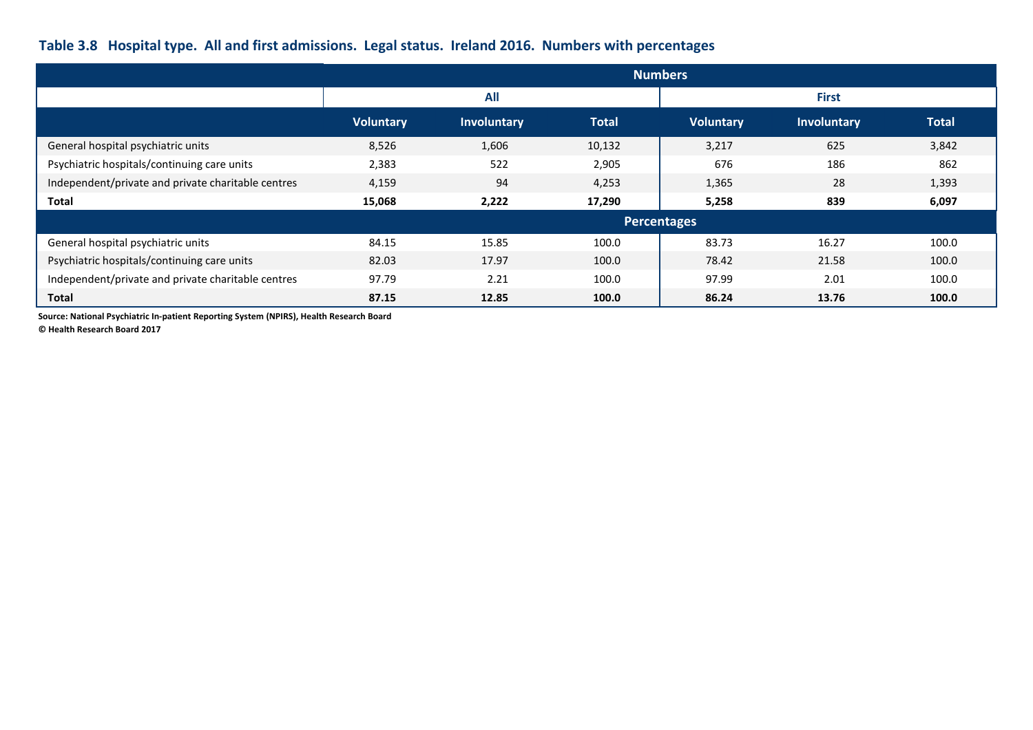### Table 3.8 Hospital type. All and first admissions. Legal status. Ireland 2016. Numbers with percentages

| | Numbers | | | | | |
|---|---|---|---|---|---|---|
| | All | | | First | | |
| | Voluntary | Involuntary | Total | Voluntary | Involuntary | Total |
| General hospital psychiatric units | 8,526 | 1,606 | 10,132 | 3,217 | 625 | 3,842 |
| Psychiatric hospitals/continuing care units | 2,383 | 522 | 2,905 | 676 | 186 | 862 |
| Independent/private and private charitable centres | 4,159 | 94 | 4,253 | 1,365 | 28 | 1,393 |
| **Total** | **15,068** | **2,222** | **17,290** | **5,258** | **839** | **6,097** |
| | Percentages | | | | | |
| General hospital psychiatric units | 84.15 | 15.85 | 100.0 | 83.73 | 16.27 | 100.0 |
| Psychiatric hospitals/continuing care units | 82.03 | 17.97 | 100.0 | 78.42 | 21.58 | 100.0 |
| Independent/private and private charitable centres | 97.79 | 2.21 | 100.0 | 97.99 | 2.01 | 100.0 |
| **Total** | **87.15** | **12.85** | **100.0** | **86.24** | **13.76** | **100.0** |

**Source: National Psychiatric In-patient Reporting System (NPIRS), Health Research Board**
**© Health Research Board 2017**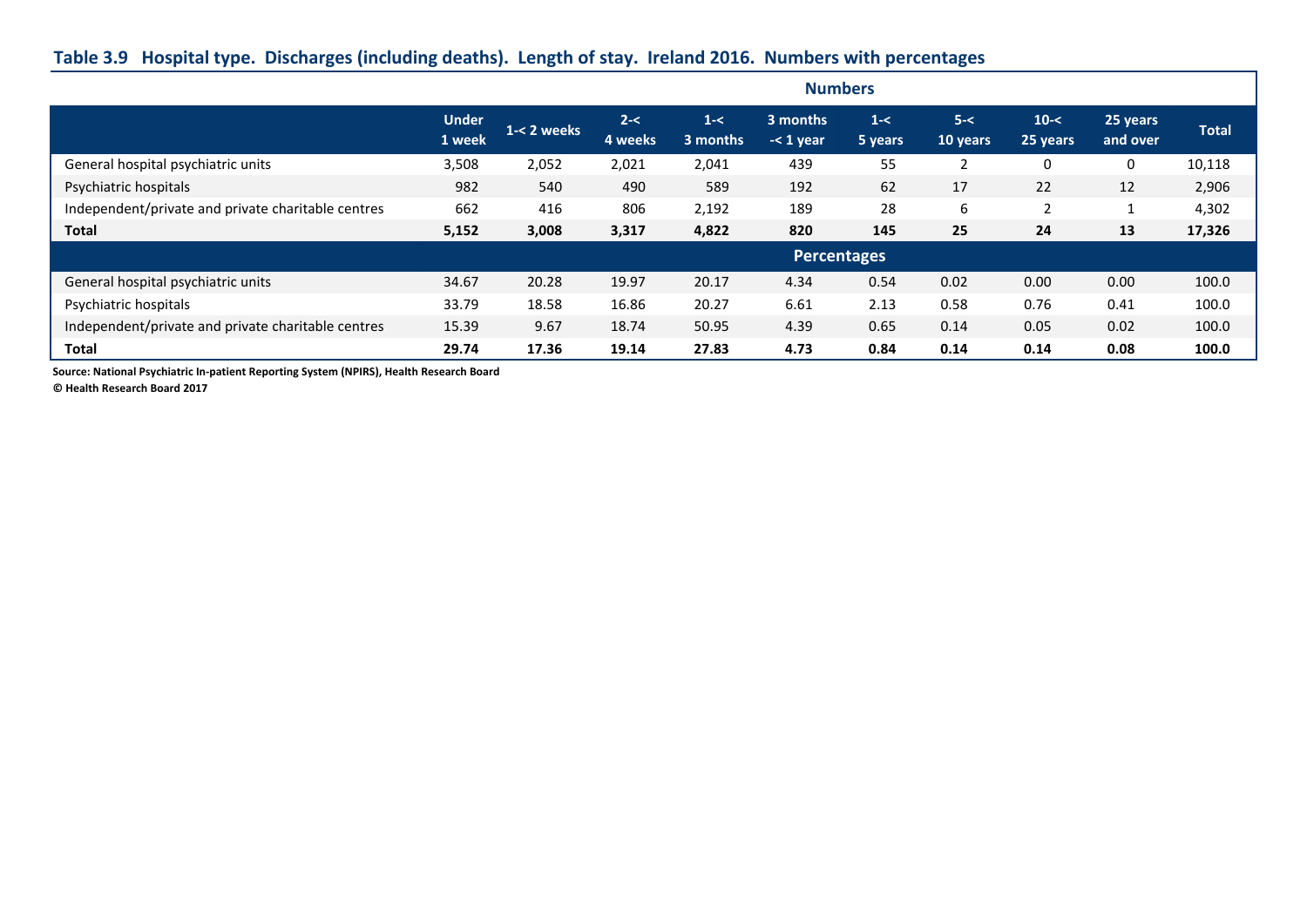## Table 3.9 Hospital type. Discharges (including deaths). Length of stay. Ireland 2016. Numbers with percentages

| | Under 1 week | 1-< 2 weeks | 2-< 4 weeks | 1-< 3 months | 3 months -< 1 year | 1-< 5 years | 5-< 10 years | 10-< 25 years | 25 years and over | Total |
|---|---|---|---|---|---|---|---|---|---|---|
| **Numbers** | | | | | | | | | | |
| General hospital psychiatric units | 3,508 | 2,052 | 2,021 | 2,041 | 439 | 55 | 2 | 0 | 0 | 10,118 |
| Psychiatric hospitals | 982 | 540 | 490 | 589 | 192 | 62 | 17 | 22 | 12 | 2,906 |
| Independent/private and private charitable centres | 662 | 416 | 806 | 2,192 | 189 | 28 | 6 | 2 | 1 | 4,302 |
| **Total** | **5,152** | **3,008** | **3,317** | **4,822** | **820** | **145** | **25** | **24** | **13** | **17,326** |
| **Percentages** | | | | | | | | | | |
| General hospital psychiatric units | 34.67 | 20.28 | 19.97 | 20.17 | 4.34 | 0.54 | 0.02 | 0.00 | 0.00 | 100.0 |
| Psychiatric hospitals | 33.79 | 18.58 | 16.86 | 20.27 | 6.61 | 2.13 | 0.58 | 0.76 | 0.41 | 100.0 |
| Independent/private and private charitable centres | 15.39 | 9.67 | 18.74 | 50.95 | 4.39 | 0.65 | 0.14 | 0.05 | 0.02 | 100.0 |
| **Total** | **29.74** | **17.36** | **19.14** | **27.83** | **4.73** | **0.84** | **0.14** | **0.14** | **0.08** | **100.0** |

**Source: National Psychiatric In-patient Reporting System (NPIRS), Health Research Board**

**© Health Research Board 2017**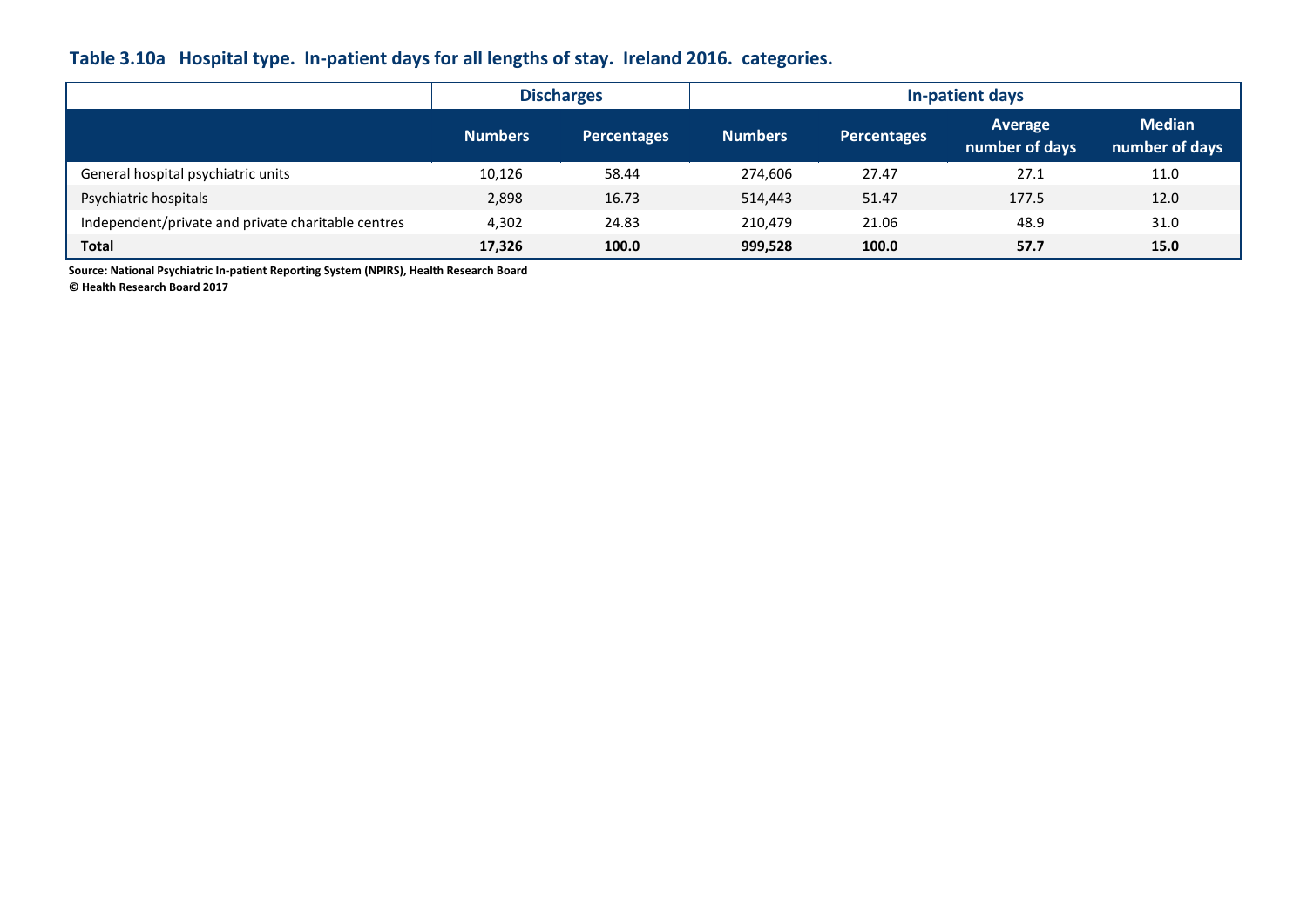## Table 3.10a Hospital type. In-patient days for all lengths of stay. Ireland 2016. categories.

| | Discharges | | In-patient days | | | |
|---|---|---|---|---|---|---|
| | Numbers | Percentages | Numbers | Percentages | Average number of days | Median number of days |
| General hospital psychiatric units | 10,126 | 58.44 | 274,606 | 27.47 | 27.1 | 11.0 |
| Psychiatric hospitals | 2,898 | 16.73 | 514,443 | 51.47 | 177.5 | 12.0 |
| Independent/private and private charitable centres | 4,302 | 24.83 | 210,479 | 21.06 | 48.9 | 31.0 |
| **Total** | **17,326** | **100.0** | **999,528** | **100.0** | **57.7** | **15.0** |

**Source: National Psychiatric In-patient Reporting System (NPIRS), Health Research Board**
**© Health Research Board 2017**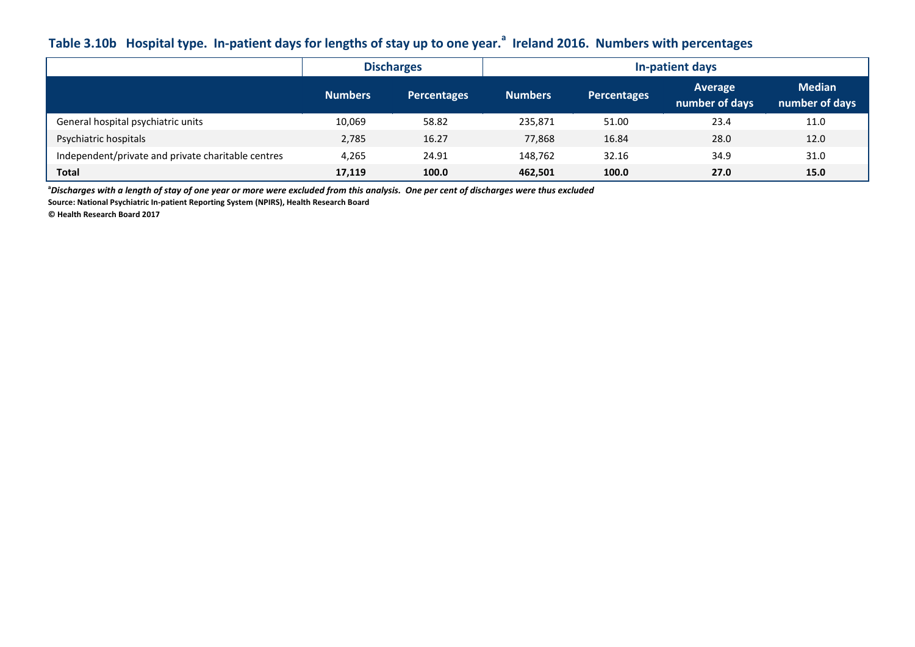**Table 3.10b Hospital type. In-patient days for lengths of stay up to one year.[a] Ireland 2016. Numbers with percentages**

| | Discharges | | In-patient days | | | |
|---|---|---|---|---|---|---|
| | Numbers | Percentages | Numbers | Percentages | Average number of days | Median number of days |
| General hospital psychiatric units | 10,069 | 58.82 | 235,871 | 51.00 | 23.4 | 11.0 |
| Psychiatric hospitals | 2,785 | 16.27 | 77,868 | 16.84 | 28.0 | 12.0 |
| Independent/private and private charitable centres | 4,265 | 24.91 | 148,762 | 32.16 | 34.9 | 31.0 |
| **Total** | **17,119** | **100.0** | **462,501** | **100.0** | **27.0** | **15.0** |

[a]*Discharges with a length of stay of one year or more were excluded from this analysis. One per cent of discharges were thus excluded*

**Source: National Psychiatric In-patient Reporting System (NPIRS), Health Research Board**

**© Health Research Board 2017**